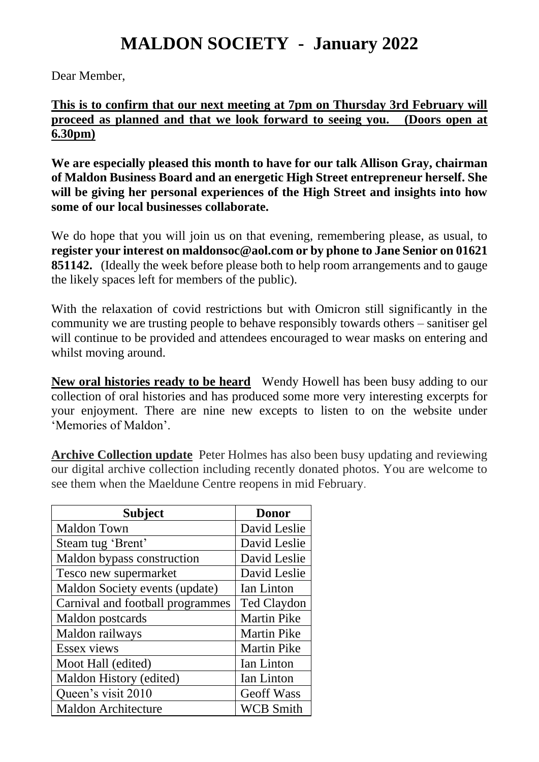# MALDON SOCIETY - January 2022

Dear Member,

**This is to confirm that our next meeting at 7pm on Thursday 3rd February will proceed as planned and that we look forward to seeing you. (Doors open at 6.30pm)**

**We are especially pleased this month to have for our talk Allison Gray, chairman of Maldon Business Board and an energetic High Street entrepreneur herself. She will be giving her personal experiences of the High Street and insights into how some of our local businesses collaborate.**

We do hope that you will join us on that evening, remembering please, as usual, to **register your interest on maldonsoc@aol.com or by phone to Jane Senior on 01621 851142.** (Ideally the week before please both to help room arrangements and to gauge the likely spaces left for members of the public).

With the relaxation of covid restrictions but with Omicron still significantly in the community we are trusting people to behave responsibly towards others – sanitiser gel will continue to be provided and attendees encouraged to wear masks on entering and whilst moving around.

**New oral histories ready to be heard** Wendy Howell has been busy adding to our collection of oral histories and has produced some more very interesting excerpts for your enjoyment. There are nine new excepts to listen to on the website under 'Memories of Maldon'.

**Archive Collection update** Peter Holmes has also been busy updating and reviewing our digital archive collection including recently donated photos. You are welcome to see them when the Maeldune Centre reopens in mid February.

| Subject | Donor |
|---|---|
| Maldon Town | David Leslie |
| Steam tug 'Brent' | David Leslie |
| Maldon bypass construction | David Leslie |
| Tesco new supermarket | David Leslie |
| Maldon Society events (update) | Ian Linton |
| Carnival and football programmes | Ted Claydon |
| Maldon postcards | Martin Pike |
| Maldon railways | Martin Pike |
| Essex views | Martin Pike |
| Moot Hall (edited) | Ian Linton |
| Maldon History (edited) | Ian Linton |
| Queen's visit 2010 | Geoff Wass |
| Maldon Architecture | WCB Smith |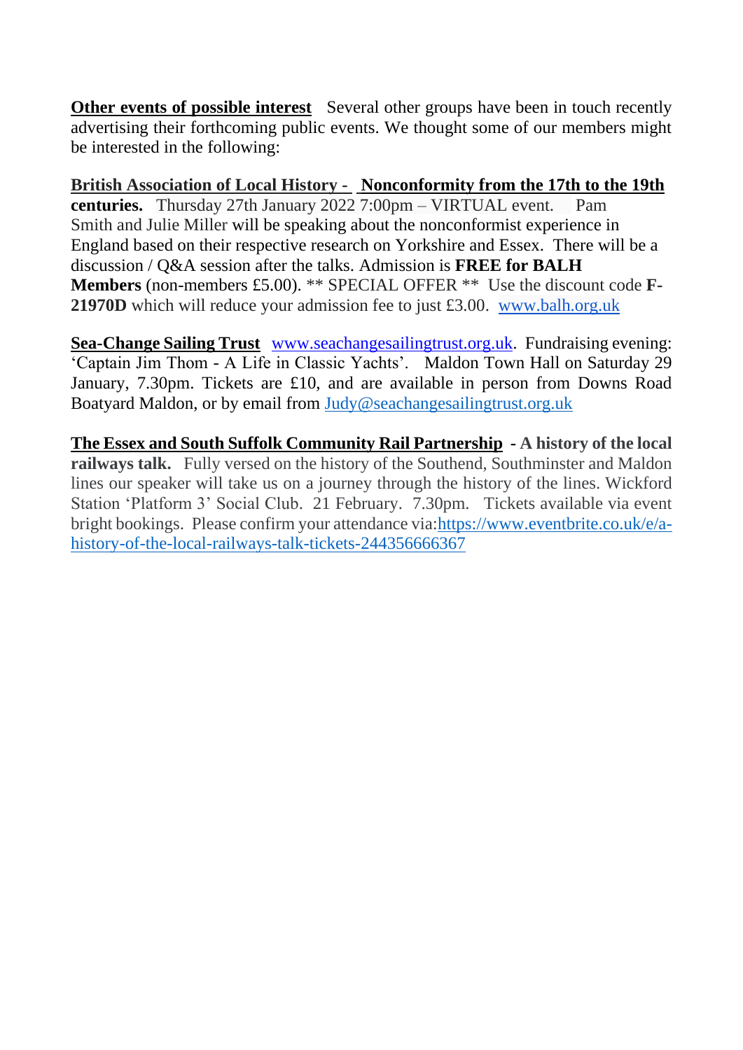**Other events of possible interest** Several other groups have been in touch recently advertising their forthcoming public events. We thought some of our members might be interested in the following:

**British Association of Local History - Nonconformity from the 17th to the 19th centuries.** Thursday 27th January 2022 7:00pm – VIRTUAL event. Pam Smith and Julie Miller will be speaking about the nonconformist experience in England based on their respective research on Yorkshire and Essex. There will be a discussion / Q&A session after the talks. Admission is **FREE for BALH Members** (non-members £5.00). ** SPECIAL OFFER ** Use the discount code **F-21970D** which will reduce your admission fee to just £3.00. www.balh.org.uk

**Sea-Change Sailing Trust** www.seachangesailingtrust.org.uk. Fundraising evening: 'Captain Jim Thom - A Life in Classic Yachts'. Maldon Town Hall on Saturday 29 January, 7.30pm. Tickets are £10, and are available in person from Downs Road Boatyard Maldon, or by email from Judy@seachangesailingtrust.org.uk

**The Essex and South Suffolk Community Rail Partnership - A history of the local railways talk.** Fully versed on the history of the Southend, Southminster and Maldon lines our speaker will take us on a journey through the history of the lines. Wickford Station 'Platform 3' Social Club. 21 February. 7.30pm. Tickets available via event bright bookings. Please confirm your attendance via:https://www.eventbrite.co.uk/e/a-history-of-the-local-railways-talk-tickets-244356666367